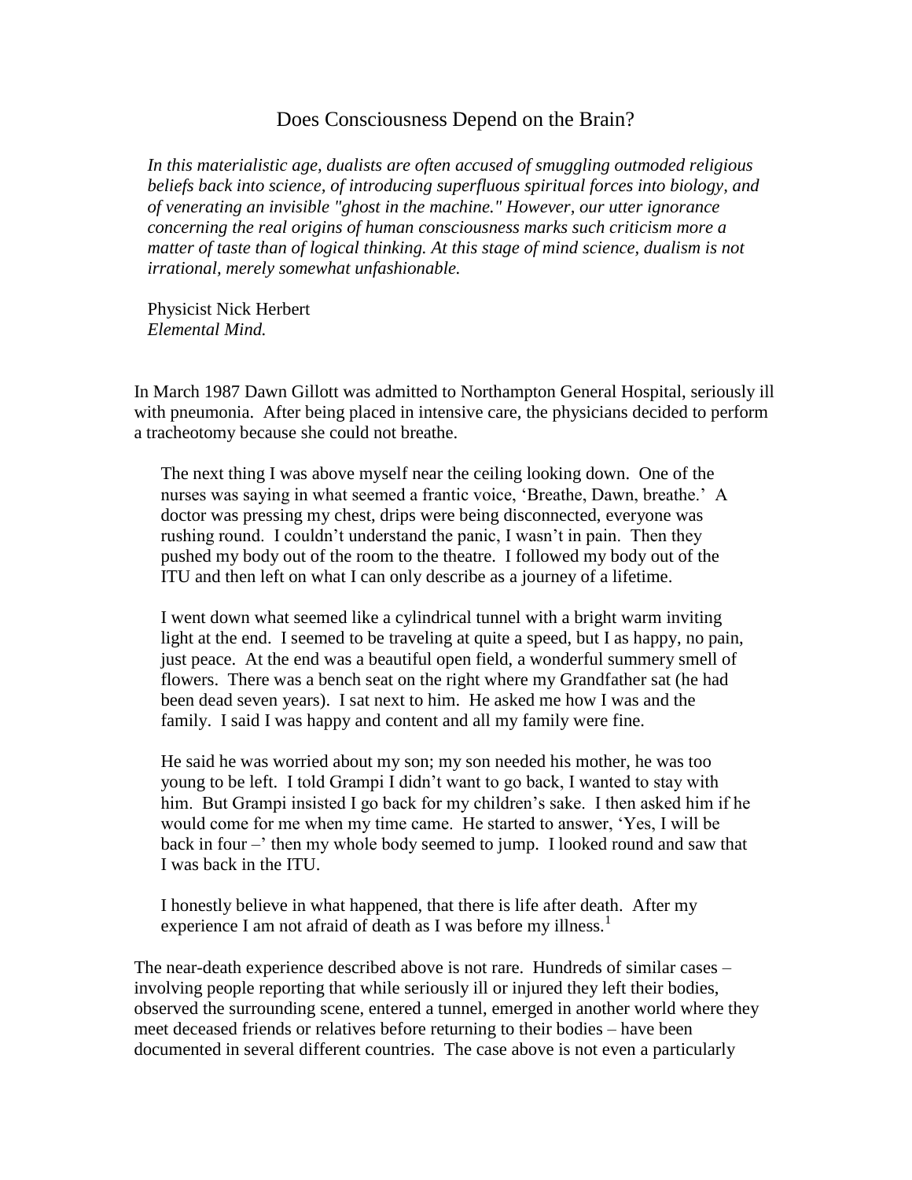# Does Consciousness Depend on the Brain?

> *In this materialistic age, dualists are often accused of smuggling outmoded religious beliefs back into science, of introducing superfluous spiritual forces into biology, and of venerating an invisible "ghost in the machine." However, our utter ignorance concerning the real origins of human consciousness marks such criticism more a matter of taste than of logical thinking. At this stage of mind science, dualism is not irrational, merely somewhat unfashionable.*
>
> Physicist Nick Herbert
> *Elemental Mind.*

In March 1987 Dawn Gillott was admitted to Northampton General Hospital, seriously ill with pneumonia. After being placed in intensive care, the physicians decided to perform a tracheotomy because she could not breathe.

> The next thing I was above myself near the ceiling looking down. One of the nurses was saying in what seemed a frantic voice, 'Breathe, Dawn, breathe.' A doctor was pressing my chest, drips were being disconnected, everyone was rushing round. I couldn't understand the panic, I wasn't in pain. Then they pushed my body out of the room to the theatre. I followed my body out of the ITU and then left on what I can only describe as a journey of a lifetime.
>
> I went down what seemed like a cylindrical tunnel with a bright warm inviting light at the end. I seemed to be traveling at quite a speed, but I as happy, no pain, just peace. At the end was a beautiful open field, a wonderful summery smell of flowers. There was a bench seat on the right where my Grandfather sat (he had been dead seven years). I sat next to him. He asked me how I was and the family. I said I was happy and content and all my family were fine.
>
> He said he was worried about my son; my son needed his mother, he was too young to be left. I told Grampi I didn't want to go back, I wanted to stay with him. But Grampi insisted I go back for my children's sake. I then asked him if he would come for me when my time came. He started to answer, 'Yes, I will be back in four –' then my whole body seemed to jump. I looked round and saw that I was back in the ITU.
>
> I honestly believe in what happened, that there is life after death. After my experience I am not afraid of death as I was before my illness.[1]

The near-death experience described above is not rare. Hundreds of similar cases – involving people reporting that while seriously ill or injured they left their bodies, observed the surrounding scene, entered a tunnel, emerged in another world where they meet deceased friends or relatives before returning to their bodies – have been documented in several different countries. The case above is not even a particularly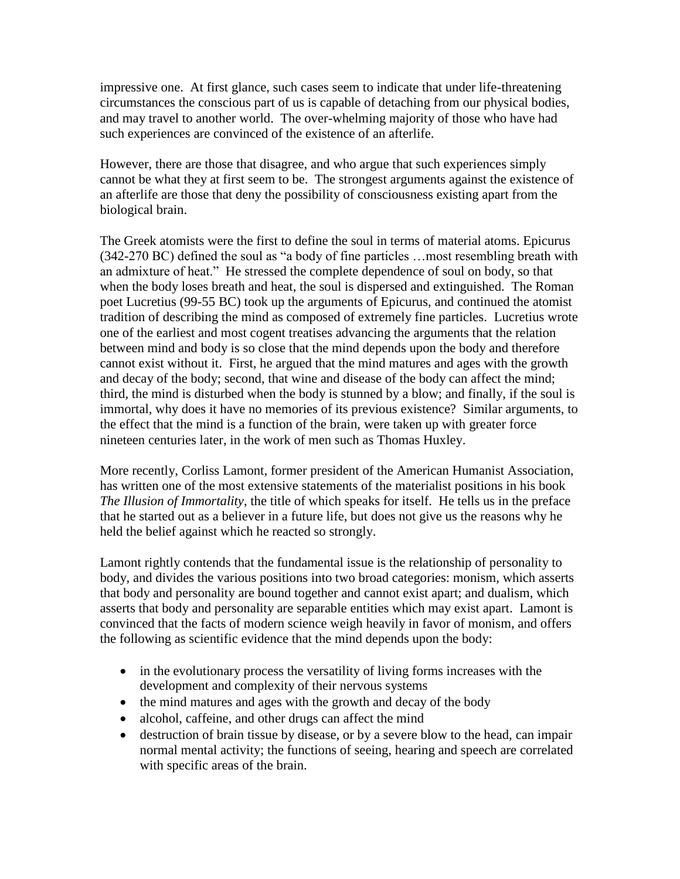impressive one. At first glance, such cases seem to indicate that under life-threatening circumstances the conscious part of us is capable of detaching from our physical bodies, and may travel to another world. The over-whelming majority of those who have had such experiences are convinced of the existence of an afterlife.

However, there are those that disagree, and who argue that such experiences simply cannot be what they at first seem to be. The strongest arguments against the existence of an afterlife are those that deny the possibility of consciousness existing apart from the biological brain.

The Greek atomists were the first to define the soul in terms of material atoms. Epicurus (342-270 BC) defined the soul as "a body of fine particles …most resembling breath with an admixture of heat." He stressed the complete dependence of soul on body, so that when the body loses breath and heat, the soul is dispersed and extinguished. The Roman poet Lucretius (99-55 BC) took up the arguments of Epicurus, and continued the atomist tradition of describing the mind as composed of extremely fine particles. Lucretius wrote one of the earliest and most cogent treatises advancing the arguments that the relation between mind and body is so close that the mind depends upon the body and therefore cannot exist without it. First, he argued that the mind matures and ages with the growth and decay of the body; second, that wine and disease of the body can affect the mind; third, the mind is disturbed when the body is stunned by a blow; and finally, if the soul is immortal, why does it have no memories of its previous existence? Similar arguments, to the effect that the mind is a function of the brain, were taken up with greater force nineteen centuries later, in the work of men such as Thomas Huxley.

More recently, Corliss Lamont, former president of the American Humanist Association, has written one of the most extensive statements of the materialist positions in his book *The Illusion of Immortality*, the title of which speaks for itself. He tells us in the preface that he started out as a believer in a future life, but does not give us the reasons why he held the belief against which he reacted so strongly.

Lamont rightly contends that the fundamental issue is the relationship of personality to body, and divides the various positions into two broad categories: monism, which asserts that body and personality are bound together and cannot exist apart; and dualism, which asserts that body and personality are separable entities which may exist apart. Lamont is convinced that the facts of modern science weigh heavily in favor of monism, and offers the following as scientific evidence that the mind depends upon the body:

- in the evolutionary process the versatility of living forms increases with the development and complexity of their nervous systems
- the mind matures and ages with the growth and decay of the body
- alcohol, caffeine, and other drugs can affect the mind
- destruction of brain tissue by disease, or by a severe blow to the head, can impair normal mental activity; the functions of seeing, hearing and speech are correlated with specific areas of the brain.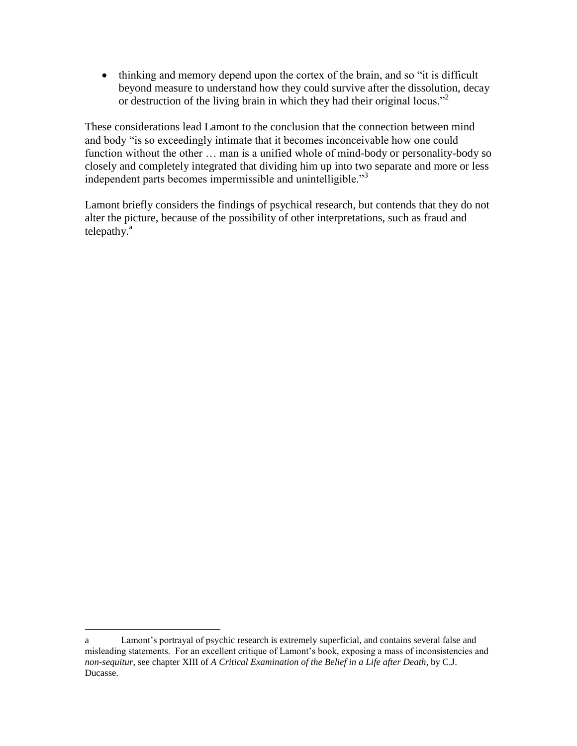- thinking and memory depend upon the cortex of the brain, and so "it is difficult beyond measure to understand how they could survive after the dissolution, decay or destruction of the living brain in which they had their original locus."[2]

These considerations lead Lamont to the conclusion that the connection between mind and body "is so exceedingly intimate that it becomes inconceivable how one could function without the other … man is a unified whole of mind-body or personality-body so closely and completely integrated that dividing him up into two separate and more or less independent parts becomes impermissible and unintelligible."[3]

Lamont briefly considers the findings of psychical research, but contends that they do not alter the picture, because of the possibility of other interpretations, such as fraud and telepathy.[a]

---

a Lamont's portrayal of psychic research is extremely superficial, and contains several false and misleading statements. For an excellent critique of Lamont's book, exposing a mass of inconsistencies and *non-sequitur*, see chapter XIII of *A Critical Examination of the Belief in a Life after Death*, by C.J. Ducasse.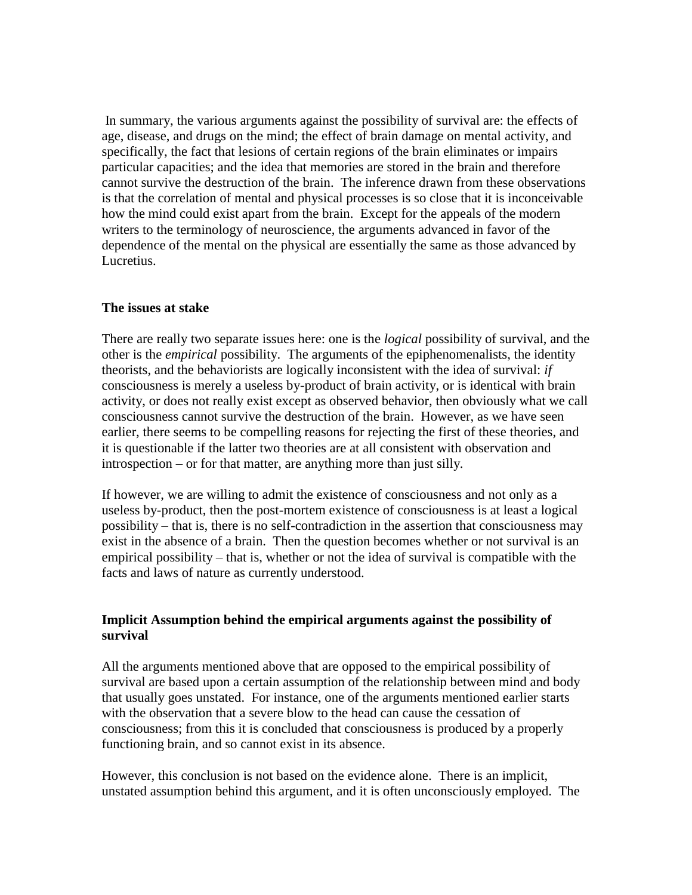In summary, the various arguments against the possibility of survival are: the effects of age, disease, and drugs on the mind; the effect of brain damage on mental activity, and specifically, the fact that lesions of certain regions of the brain eliminates or impairs particular capacities; and the idea that memories are stored in the brain and therefore cannot survive the destruction of the brain. The inference drawn from these observations is that the correlation of mental and physical processes is so close that it is inconceivable how the mind could exist apart from the brain. Except for the appeals of the modern writers to the terminology of neuroscience, the arguments advanced in favor of the dependence of the mental on the physical are essentially the same as those advanced by Lucretius.

**The issues at stake**

There are really two separate issues here: one is the *logical* possibility of survival, and the other is the *empirical* possibility. The arguments of the epiphenomenalists, the identity theorists, and the behaviorists are logically inconsistent with the idea of survival: *if* consciousness is merely a useless by-product of brain activity, or is identical with brain activity, or does not really exist except as observed behavior, then obviously what we call consciousness cannot survive the destruction of the brain. However, as we have seen earlier, there seems to be compelling reasons for rejecting the first of these theories, and it is questionable if the latter two theories are at all consistent with observation and introspection – or for that matter, are anything more than just silly.

If however, we are willing to admit the existence of consciousness and not only as a useless by-product, then the post-mortem existence of consciousness is at least a logical possibility – that is, there is no self-contradiction in the assertion that consciousness may exist in the absence of a brain. Then the question becomes whether or not survival is an empirical possibility – that is, whether or not the idea of survival is compatible with the facts and laws of nature as currently understood.

**Implicit Assumption behind the empirical arguments against the possibility of survival**

All the arguments mentioned above that are opposed to the empirical possibility of survival are based upon a certain assumption of the relationship between mind and body that usually goes unstated. For instance, one of the arguments mentioned earlier starts with the observation that a severe blow to the head can cause the cessation of consciousness; from this it is concluded that consciousness is produced by a properly functioning brain, and so cannot exist in its absence.

However, this conclusion is not based on the evidence alone. There is an implicit, unstated assumption behind this argument, and it is often unconsciously employed. The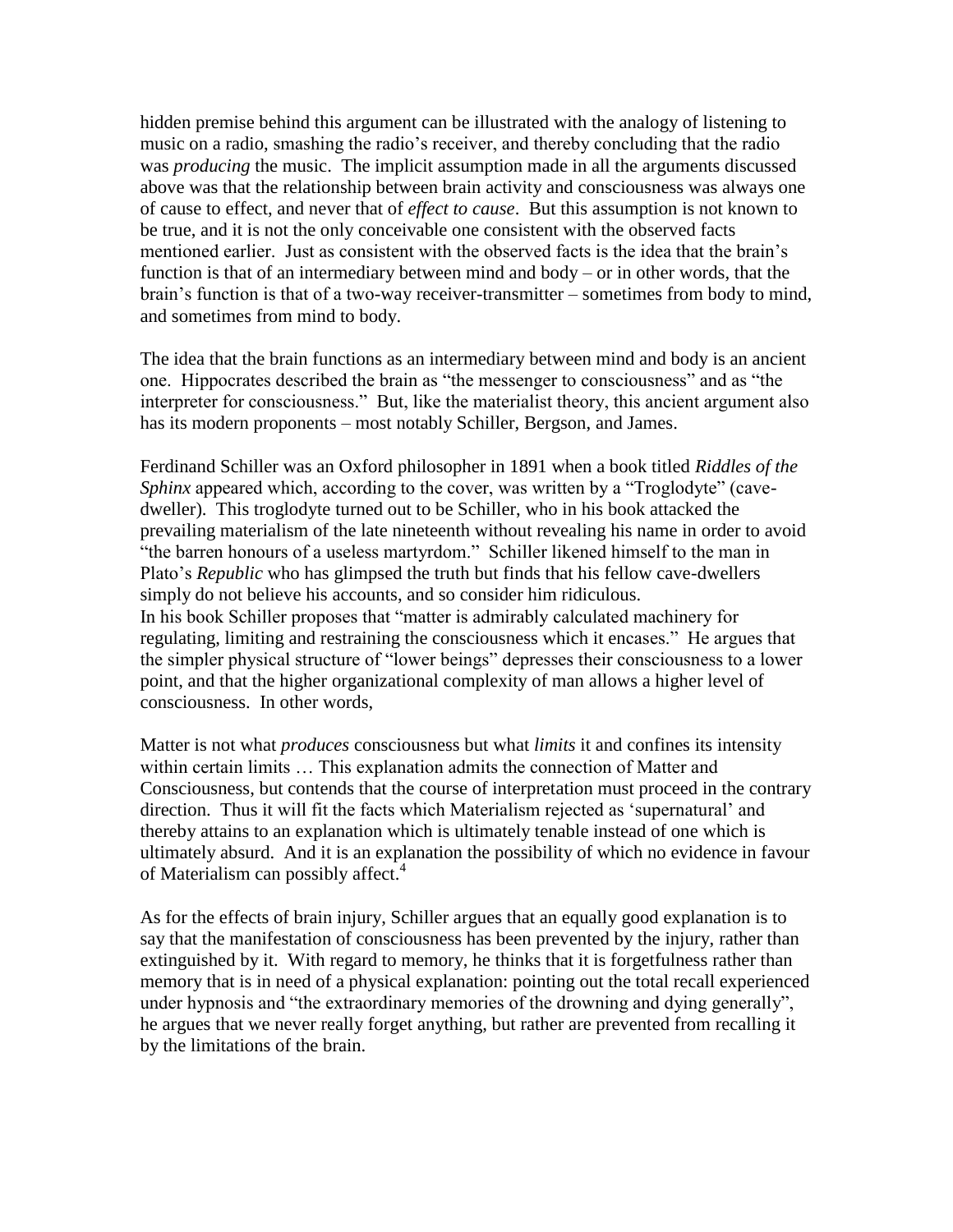hidden premise behind this argument can be illustrated with the analogy of listening to music on a radio, smashing the radio's receiver, and thereby concluding that the radio was *producing* the music. The implicit assumption made in all the arguments discussed above was that the relationship between brain activity and consciousness was always one of cause to effect, and never that of *effect to cause*. But this assumption is not known to be true, and it is not the only conceivable one consistent with the observed facts mentioned earlier. Just as consistent with the observed facts is the idea that the brain's function is that of an intermediary between mind and body – or in other words, that the brain's function is that of a two-way receiver-transmitter – sometimes from body to mind, and sometimes from mind to body.

The idea that the brain functions as an intermediary between mind and body is an ancient one. Hippocrates described the brain as "the messenger to consciousness" and as "the interpreter for consciousness." But, like the materialist theory, this ancient argument also has its modern proponents – most notably Schiller, Bergson, and James.

Ferdinand Schiller was an Oxford philosopher in 1891 when a book titled *Riddles of the Sphinx* appeared which, according to the cover, was written by a "Troglodyte" (cave-dweller). This troglodyte turned out to be Schiller, who in his book attacked the prevailing materialism of the late nineteenth without revealing his name in order to avoid "the barren honours of a useless martyrdom." Schiller likened himself to the man in Plato's *Republic* who has glimpsed the truth but finds that his fellow cave-dwellers simply do not believe his accounts, and so consider him ridiculous.
In his book Schiller proposes that "matter is admirably calculated machinery for regulating, limiting and restraining the consciousness which it encases." He argues that the simpler physical structure of "lower beings" depresses their consciousness to a lower point, and that the higher organizational complexity of man allows a higher level of consciousness. In other words,

> Matter is not what *produces* consciousness but what *limits* it and confines its intensity within certain limits … This explanation admits the connection of Matter and Consciousness, but contends that the course of interpretation must proceed in the contrary direction. Thus it will fit the facts which Materialism rejected as 'supernatural' and thereby attains to an explanation which is ultimately tenable instead of one which is ultimately absurd. And it is an explanation the possibility of which no evidence in favour of Materialism can possibly affect.[4]

As for the effects of brain injury, Schiller argues that an equally good explanation is to say that the manifestation of consciousness has been prevented by the injury, rather than extinguished by it. With regard to memory, he thinks that it is forgetfulness rather than memory that is in need of a physical explanation: pointing out the total recall experienced under hypnosis and "the extraordinary memories of the drowning and dying generally", he argues that we never really forget anything, but rather are prevented from recalling it by the limitations of the brain.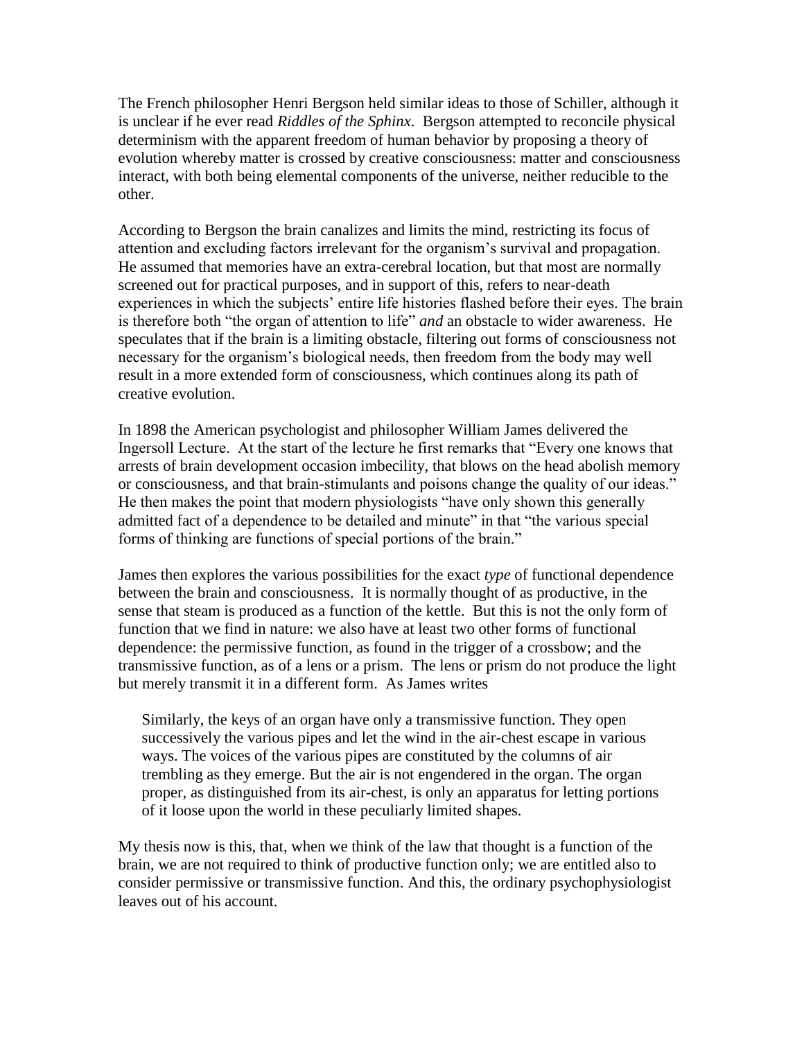The French philosopher Henri Bergson held similar ideas to those of Schiller, although it is unclear if he ever read *Riddles of the Sphinx*. Bergson attempted to reconcile physical determinism with the apparent freedom of human behavior by proposing a theory of evolution whereby matter is crossed by creative consciousness: matter and consciousness interact, with both being elemental components of the universe, neither reducible to the other.

According to Bergson the brain canalizes and limits the mind, restricting its focus of attention and excluding factors irrelevant for the organism's survival and propagation. He assumed that memories have an extra-cerebral location, but that most are normally screened out for practical purposes, and in support of this, refers to near-death experiences in which the subjects' entire life histories flashed before their eyes. The brain is therefore both "the organ of attention to life" *and* an obstacle to wider awareness. He speculates that if the brain is a limiting obstacle, filtering out forms of consciousness not necessary for the organism's biological needs, then freedom from the body may well result in a more extended form of consciousness, which continues along its path of creative evolution.

In 1898 the American psychologist and philosopher William James delivered the Ingersoll Lecture. At the start of the lecture he first remarks that "Every one knows that arrests of brain development occasion imbecility, that blows on the head abolish memory or consciousness, and that brain-stimulants and poisons change the quality of our ideas." He then makes the point that modern physiologists "have only shown this generally admitted fact of a dependence to be detailed and minute" in that "the various special forms of thinking are functions of special portions of the brain."

James then explores the various possibilities for the exact *type* of functional dependence between the brain and consciousness. It is normally thought of as productive, in the sense that steam is produced as a function of the kettle. But this is not the only form of function that we find in nature: we also have at least two other forms of functional dependence: the permissive function, as found in the trigger of a crossbow; and the transmissive function, as of a lens or a prism. The lens or prism do not produce the light but merely transmit it in a different form. As James writes

> Similarly, the keys of an organ have only a transmissive function. They open successively the various pipes and let the wind in the air-chest escape in various ways. The voices of the various pipes are constituted by the columns of air trembling as they emerge. But the air is not engendered in the organ. The organ proper, as distinguished from its air-chest, is only an apparatus for letting portions of it loose upon the world in these peculiarly limited shapes.

My thesis now is this, that, when we think of the law that thought is a function of the brain, we are not required to think of productive function only; we are entitled also to consider permissive or transmissive function. And this, the ordinary psychophysiologist leaves out of his account.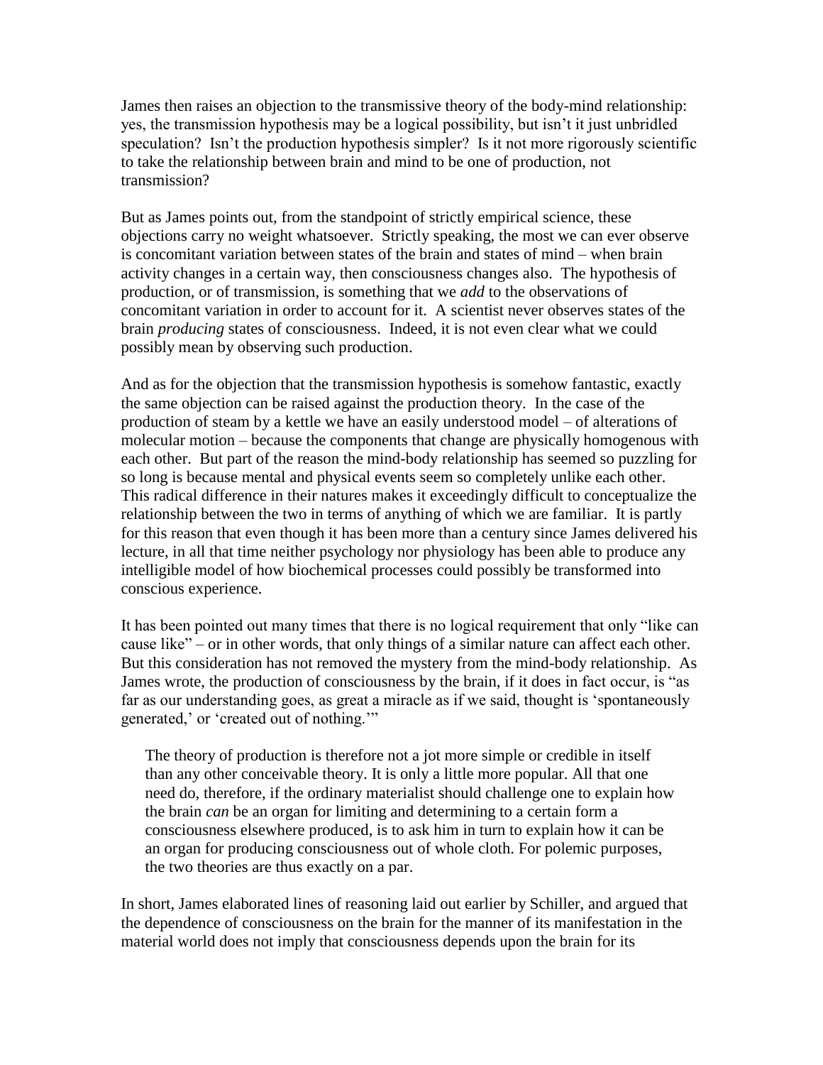James then raises an objection to the transmissive theory of the body-mind relationship: yes, the transmission hypothesis may be a logical possibility, but isn't it just unbridled speculation? Isn't the production hypothesis simpler? Is it not more rigorously scientific to take the relationship between brain and mind to be one of production, not transmission?

But as James points out, from the standpoint of strictly empirical science, these objections carry no weight whatsoever. Strictly speaking, the most we can ever observe is concomitant variation between states of the brain and states of mind – when brain activity changes in a certain way, then consciousness changes also. The hypothesis of production, or of transmission, is something that we *add* to the observations of concomitant variation in order to account for it. A scientist never observes states of the brain *producing* states of consciousness. Indeed, it is not even clear what we could possibly mean by observing such production.

And as for the objection that the transmission hypothesis is somehow fantastic, exactly the same objection can be raised against the production theory. In the case of the production of steam by a kettle we have an easily understood model – of alterations of molecular motion – because the components that change are physically homogenous with each other. But part of the reason the mind-body relationship has seemed so puzzling for so long is because mental and physical events seem so completely unlike each other. This radical difference in their natures makes it exceedingly difficult to conceptualize the relationship between the two in terms of anything of which we are familiar. It is partly for this reason that even though it has been more than a century since James delivered his lecture, in all that time neither psychology nor physiology has been able to produce any intelligible model of how biochemical processes could possibly be transformed into conscious experience.

It has been pointed out many times that there is no logical requirement that only "like can cause like" – or in other words, that only things of a similar nature can affect each other. But this consideration has not removed the mystery from the mind-body relationship. As James wrote, the production of consciousness by the brain, if it does in fact occur, is "as far as our understanding goes, as great a miracle as if we said, thought is 'spontaneously generated,' or 'created out of nothing.'"

> The theory of production is therefore not a jot more simple or credible in itself than any other conceivable theory. It is only a little more popular. All that one need do, therefore, if the ordinary materialist should challenge one to explain how the brain *can* be an organ for limiting and determining to a certain form a consciousness elsewhere produced, is to ask him in turn to explain how it can be an organ for producing consciousness out of whole cloth. For polemic purposes, the two theories are thus exactly on a par.

In short, James elaborated lines of reasoning laid out earlier by Schiller, and argued that the dependence of consciousness on the brain for the manner of its manifestation in the material world does not imply that consciousness depends upon the brain for its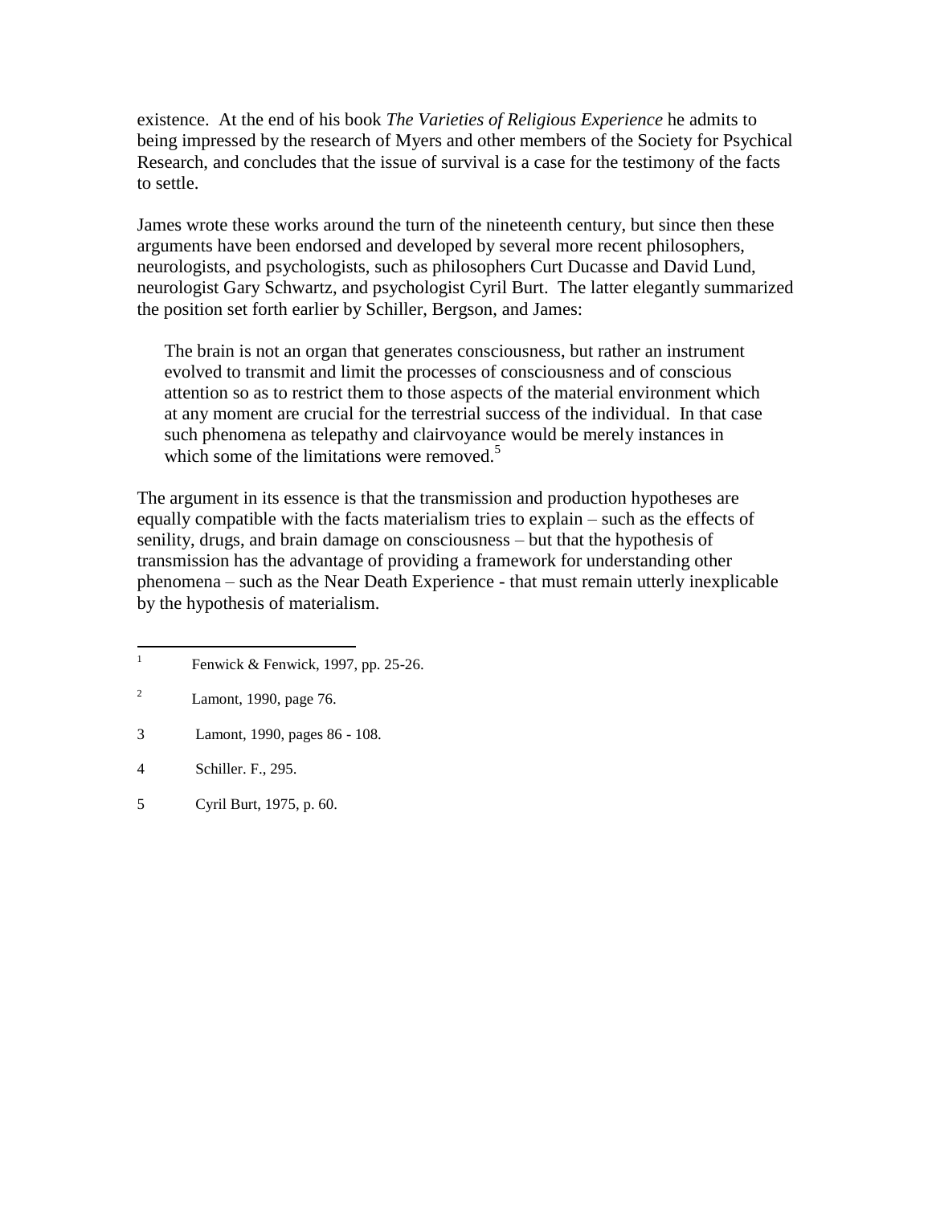existence. At the end of his book *The Varieties of Religious Experience* he admits to being impressed by the research of Myers and other members of the Society for Psychical Research, and concludes that the issue of survival is a case for the testimony of the facts to settle.

James wrote these works around the turn of the nineteenth century, but since then these arguments have been endorsed and developed by several more recent philosophers, neurologists, and psychologists, such as philosophers Curt Ducasse and David Lund, neurologist Gary Schwartz, and psychologist Cyril Burt. The latter elegantly summarized the position set forth earlier by Schiller, Bergson, and James:

> The brain is not an organ that generates consciousness, but rather an instrument evolved to transmit and limit the processes of consciousness and of conscious attention so as to restrict them to those aspects of the material environment which at any moment are crucial for the terrestrial success of the individual. In that case such phenomena as telepathy and clairvoyance would be merely instances in which some of the limitations were removed.[5]

The argument in its essence is that the transmission and production hypotheses are equally compatible with the facts materialism tries to explain – such as the effects of senility, drugs, and brain damage on consciousness – but that the hypothesis of transmission has the advantage of providing a framework for understanding other phenomena – such as the Near Death Experience - that must remain utterly inexplicable by the hypothesis of materialism.

---

1 Fenwick & Fenwick, 1997, pp. 25-26.

2 Lamont, 1990, page 76.

3 Lamont, 1990, pages 86 - 108.

4 Schiller. F., 295.

5 Cyril Burt, 1975, p. 60.